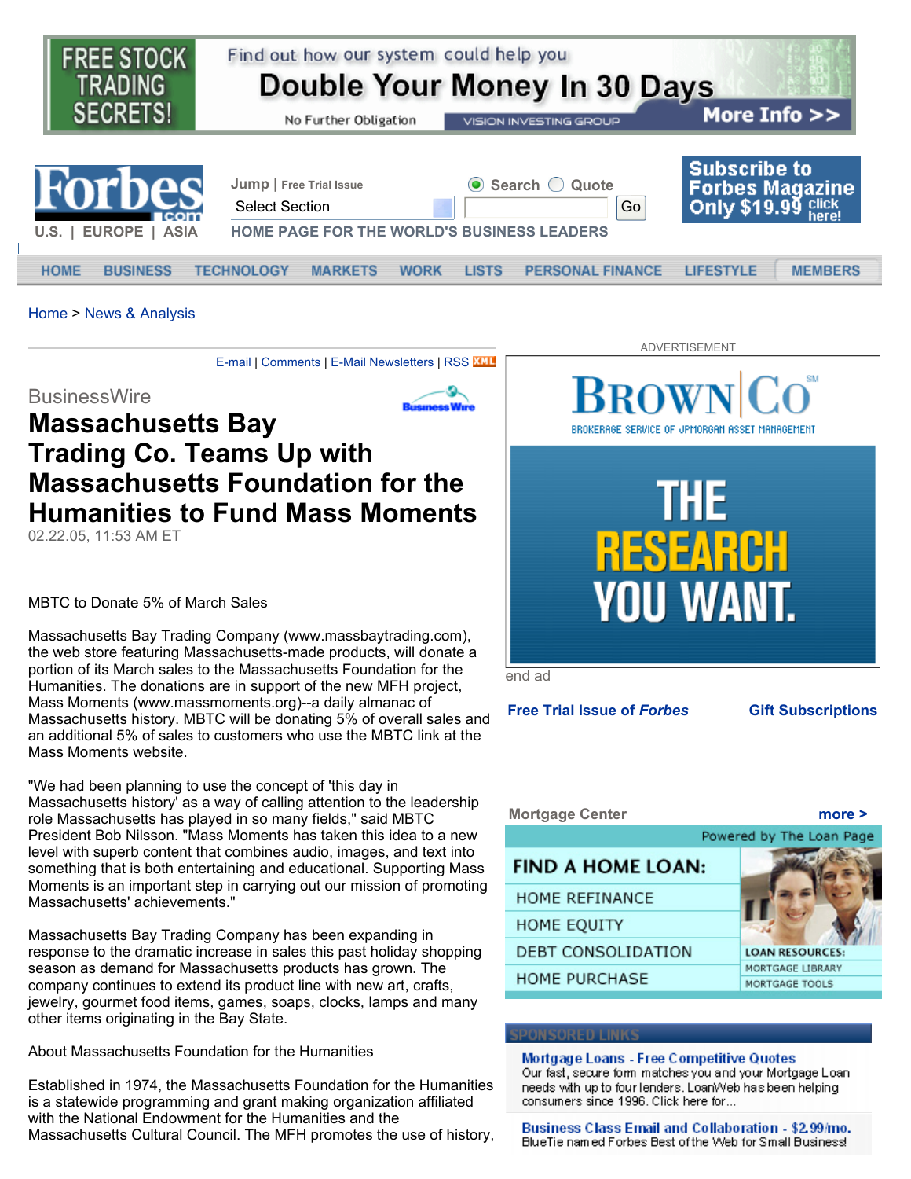Home > News & Analysis

E-mail | Comments | E-Mail Newsletters | RSS

BusinessWire

# Massachusetts Bay Trading Co. Teams Up with Massachusetts Foundation for the Humanities to Fund Mass Moments

02.22.05, 11:53 AM ET

MBTC to Donate 5% of March Sales

Massachusetts Bay Trading Company (www.massbaytrading.com), the web store featuring Massachusetts-made products, will donate a portion of its March sales to the Massachusetts Foundation for the Humanities. The donations are in support of the new MFH project, Mass Moments (www.massmoments.org)--a daily almanac of Massachusetts history. MBTC will be donating 5% of overall sales and an additional 5% of sales to customers who use the MBTC link at the Mass Moments website.

"We had been planning to use the concept of 'this day in Massachusetts history' as a way of calling attention to the leadership role Massachusetts has played in so many fields," said MBTC President Bob Nilsson. "Mass Moments has taken this idea to a new level with superb content that combines audio, images, and text into something that is both entertaining and educational. Supporting Mass Moments is an important step in carrying out our mission of promoting Massachusetts' achievements."

Massachusetts Bay Trading Company has been expanding in response to the dramatic increase in sales this past holiday shopping season as demand for Massachusetts products has grown. The company continues to extend its product line with new art, crafts, jewelry, gourmet food items, games, soaps, clocks, lamps and many other items originating in the Bay State.

About Massachusetts Foundation for the Humanities

Established in 1974, the Massachusetts Foundation for the Humanities is a statewide programming and grant making organization affiliated with the National Endowment for the Humanities and the Massachusetts Cultural Council. The MFH promotes the use of history,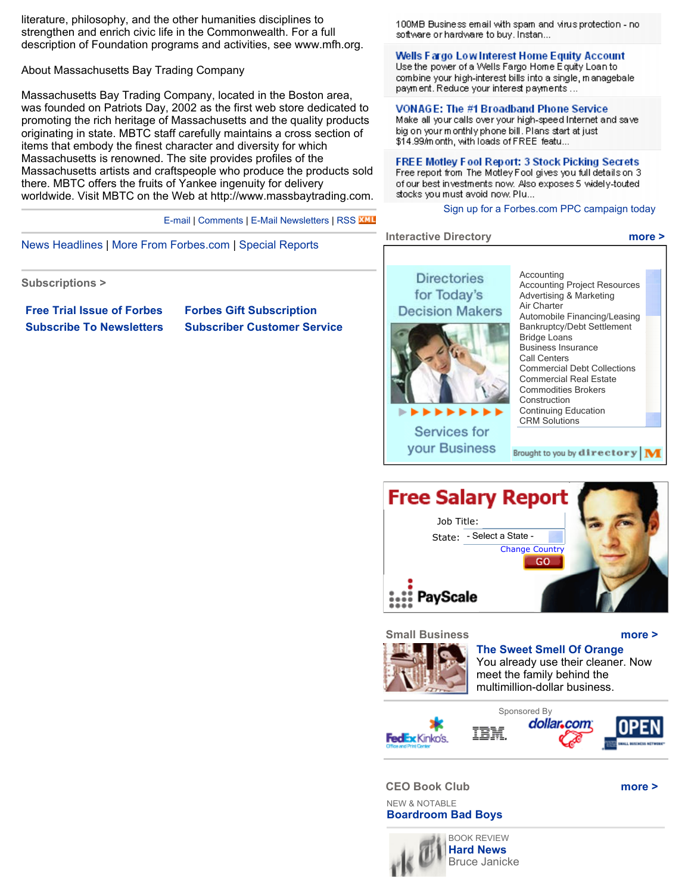literature, philosophy, and the other humanities disciplines to strengthen and enrich civic life in the Commonwealth. For a full description of Foundation programs and activities, see www.mfh.org.

About Massachusetts Bay Trading Company

Massachusetts Bay Trading Company, located in the Boston area, was founded on Patriots Day, 2002 as the first web store dedicated to promoting the rich heritage of Massachusetts and the quality products originating in state. MBTC staff carefully maintains a cross section of items that embody the finest character and diversity for which Massachusetts is renowned. The site provides profiles of the Massachusetts artists and craftspeople who produce the products sold there. MBTC offers the fruits of Yankee ingenuity for delivery worldwide. Visit MBTC on the Web at http://www.massbaytrading.com.

E-mail | Comments | E-Mail Newsletters | RSS XML

News Headlines | More From Forbes.com | Special Reports

**Subscriptions >**

**Free Trial Issue of Forbes** | **Forbes Gift Subscription**

**Subscribe To Newsletters** | **Subscriber Customer Service**

100MB Business email with spam and virus protection - no software or hardware to buy. Instan...

**Wells Fargo Low Interest Home Equity Account**
Use the power of a Wells Fargo Home Equity Loan to combine your high-interest bills into a single, manageable payment. Reduce your interest payments ...

**VONAGE: The #1 Broadband Phone Service**
Make all your calls over your high-speed Internet and save big on your monthly phone bill. Plans start at just $14.99/month, with loads of FREE featu...

**FREE Motley Fool Report: 3 Stock Picking Secrets**
Free report from The Motley Fool gives you full details on 3 of our best investments now. Also exposes 5 widely-touted stocks you must avoid now. Plu...

Sign up for a Forbes.com PPC campaign today

**Interactive Directory** more >

Directories for Today's Decision Makers

Services for your Business

- Accounting
- Accounting Project Resources
- Advertising & Marketing
- Air Charter
- Automobile Financing/Leasing
- Bankruptcy/Debt Settlement
- Bridge Loans
- Business Insurance
- Call Centers
- Commercial Debt Collections
- Commercial Real Estate
- Commodities Brokers
- Construction
- Continuing Education
- CRM Solutions

Brought to you by directory M

**Free Salary Report**

Job Title:

State: - Select a State -

Change Country

GO

PayScale

**Small Business** more >

**The Sweet Smell Of Orange**
You already use their cleaner. Now meet the family behind the multimillion-dollar business.

Sponsored By

FedEx Kinko's | IBM | dollar.com | OPEN

**CEO Book Club** more >

NEW & NOTABLE
**Boardroom Bad Boys**

BOOK REVIEW
**Hard News**
Bruce Janicke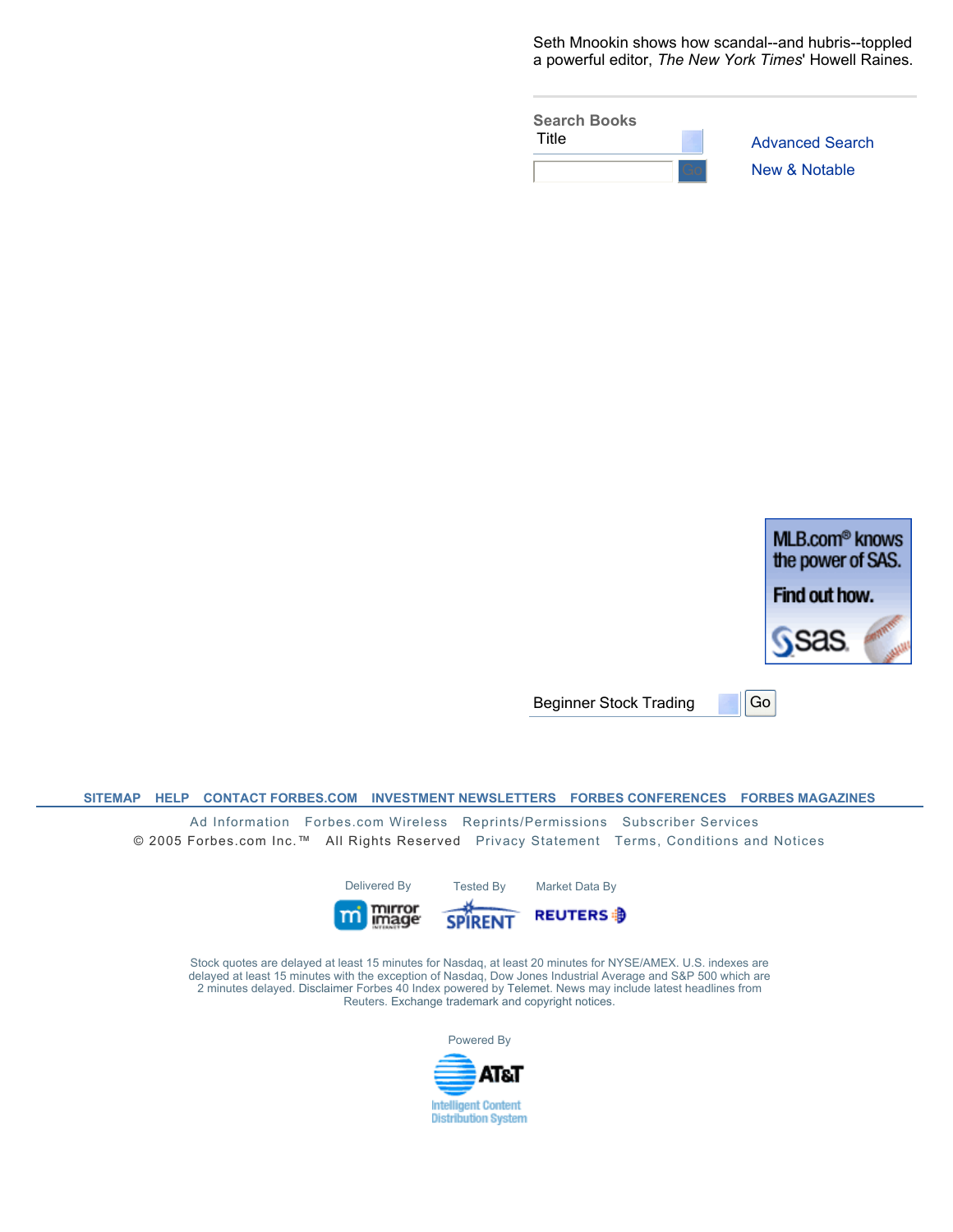Seth Mnookin shows how scandal--and hubris--toppled a powerful editor, *The New York Times*' Howell Raines.

**Search Books**

Title

Go

Advanced Search

New & Notable

MLB.com® knows the power of SAS. Find out how.

sas

Beginner Stock Trading Go

SITEMAP HELP CONTACT FORBES.COM INVESTMENT NEWSLETTERS FORBES CONFERENCES FORBES MAGAZINES

Ad Information Forbes.com Wireless Reprints/Permissions Subscriber Services

© 2005 Forbes.com Inc.™ All Rights Reserved Privacy Statement Terms, Conditions and Notices

Delivered By mirror image Tested By SPIRENT Market Data By REUTERS

Stock quotes are delayed at least 15 minutes for Nasdaq, at least 20 minutes for NYSE/AMEX. U.S. indexes are delayed at least 15 minutes with the exception of Nasdaq, Dow Jones Industrial Average and S&P 500 which are 2 minutes delayed. Disclaimer Forbes 40 Index powered by Telemet. News may include latest headlines from Reuters. Exchange trademark and copyright notices.

Powered By AT&T Intelligent Content Distribution System